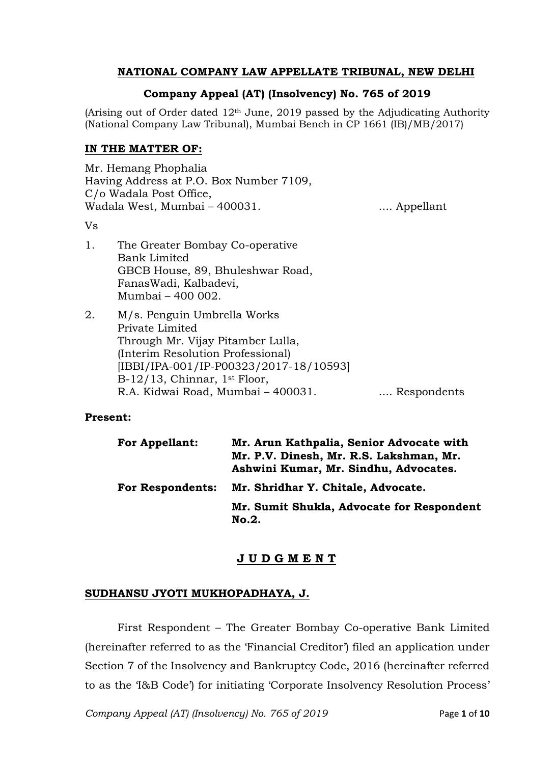**NATIONAL COMPANY LAW APPELLATE TRIBUNAL, NEW DELHI**

**Company Appeal (AT) (Insolvency) No. 765 of 2019**

(Arising out of Order dated 12th June, 2019 passed by the Adjudicating Authority (National Company Law Tribunal), Mumbai Bench in CP 1661 (IB)/MB/2017)

**IN THE MATTER OF:**

Mr. Hemang Phophalia
Having Address at P.O. Box Number 7109,
C/o Wadala Post Office,
Wadala West, Mumbai – 400031. .... Appellant

Vs

1. The Greater Bombay Co-operative Bank Limited
   GBCB House, 89, Bhuleshwar Road,
   FanasWadi, Kalbadevi,
   Mumbai – 400 002.

2. M/s. Penguin Umbrella Works Private Limited
   Through Mr. Vijay Pitamber Lulla,
   (Interim Resolution Professional)
   [IBBI/IPA-001/IP-P00323/2017-18/10593]
   B-12/13, Chinnar, 1st Floor,
   R.A. Kidwai Road, Mumbai – 400031. .... Respondents

**Present:**

**For Appellant:** **Mr. Arun Kathpalia, Senior Advocate with Mr. P.V. Dinesh, Mr. R.S. Lakshman, Mr. Ashwini Kumar, Mr. Sindhu, Advocates.**

**For Respondents:** **Mr. Shridhar Y. Chitale, Advocate.**

**Mr. Sumit Shukla, Advocate for Respondent No.2.**

## J U D G M E N T

**SUDHANSU JYOTI MUKHOPADHAYA, J.**

First Respondent – The Greater Bombay Co-operative Bank Limited (hereinafter referred to as the 'Financial Creditor') filed an application under Section 7 of the Insolvency and Bankruptcy Code, 2016 (hereinafter referred to as the 'I&B Code') for initiating 'Corporate Insolvency Resolution Process'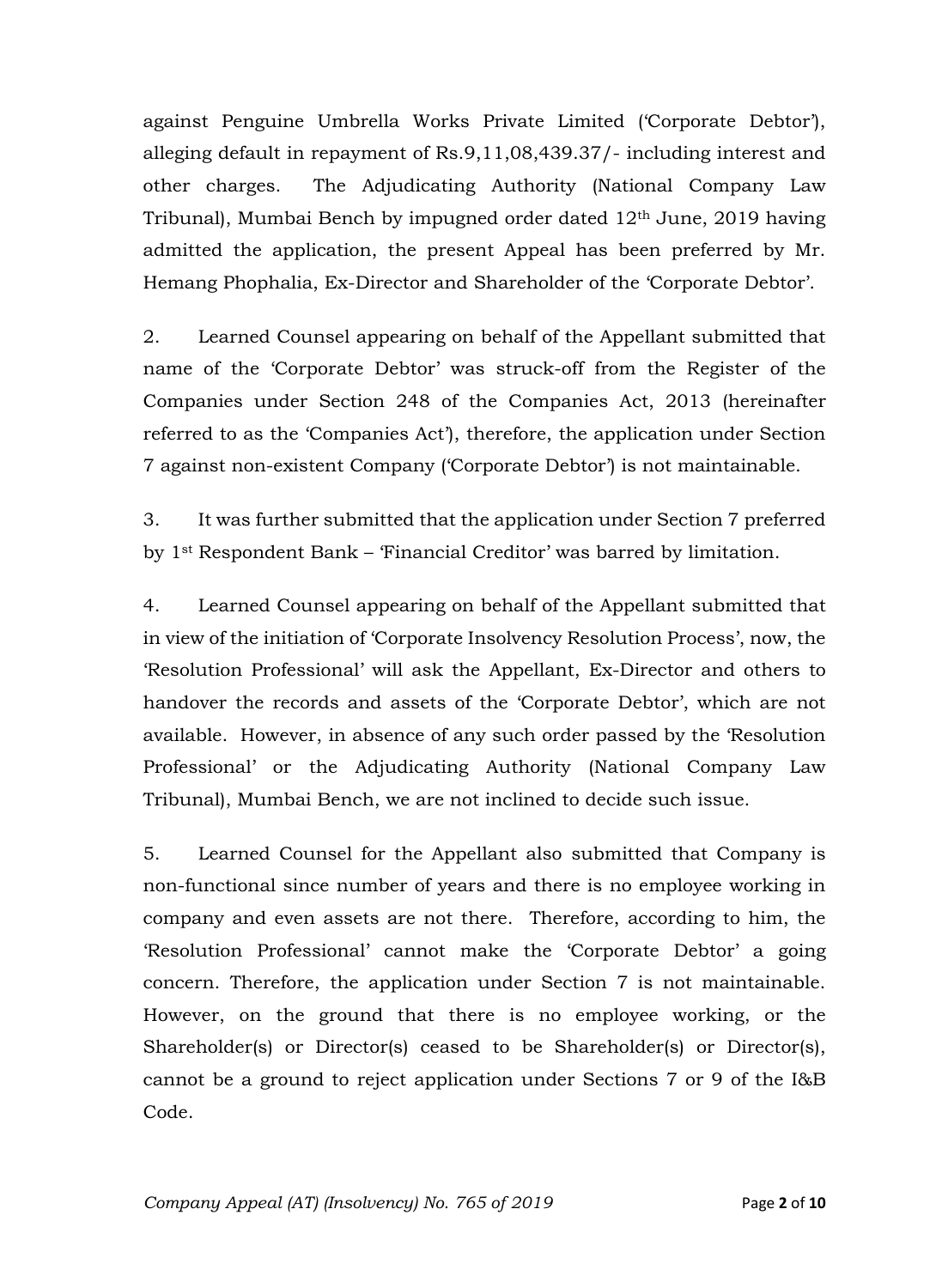against Penguine Umbrella Works Private Limited ('Corporate Debtor'), alleging default in repayment of Rs.9,11,08,439.37/- including interest and other charges. The Adjudicating Authority (National Company Law Tribunal), Mumbai Bench by impugned order dated 12th June, 2019 having admitted the application, the present Appeal has been preferred by Mr. Hemang Phophalia, Ex-Director and Shareholder of the 'Corporate Debtor'.

2. Learned Counsel appearing on behalf of the Appellant submitted that name of the 'Corporate Debtor' was struck-off from the Register of the Companies under Section 248 of the Companies Act, 2013 (hereinafter referred to as the 'Companies Act'), therefore, the application under Section 7 against non-existent Company ('Corporate Debtor') is not maintainable.

3. It was further submitted that the application under Section 7 preferred by 1st Respondent Bank – 'Financial Creditor' was barred by limitation.

4. Learned Counsel appearing on behalf of the Appellant submitted that in view of the initiation of 'Corporate Insolvency Resolution Process', now, the 'Resolution Professional' will ask the Appellant, Ex-Director and others to handover the records and assets of the 'Corporate Debtor', which are not available. However, in absence of any such order passed by the 'Resolution Professional' or the Adjudicating Authority (National Company Law Tribunal), Mumbai Bench, we are not inclined to decide such issue.

5. Learned Counsel for the Appellant also submitted that Company is non-functional since number of years and there is no employee working in company and even assets are not there. Therefore, according to him, the 'Resolution Professional' cannot make the 'Corporate Debtor' a going concern. Therefore, the application under Section 7 is not maintainable. However, on the ground that there is no employee working, or the Shareholder(s) or Director(s) ceased to be Shareholder(s) or Director(s), cannot be a ground to reject application under Sections 7 or 9 of the I&B Code.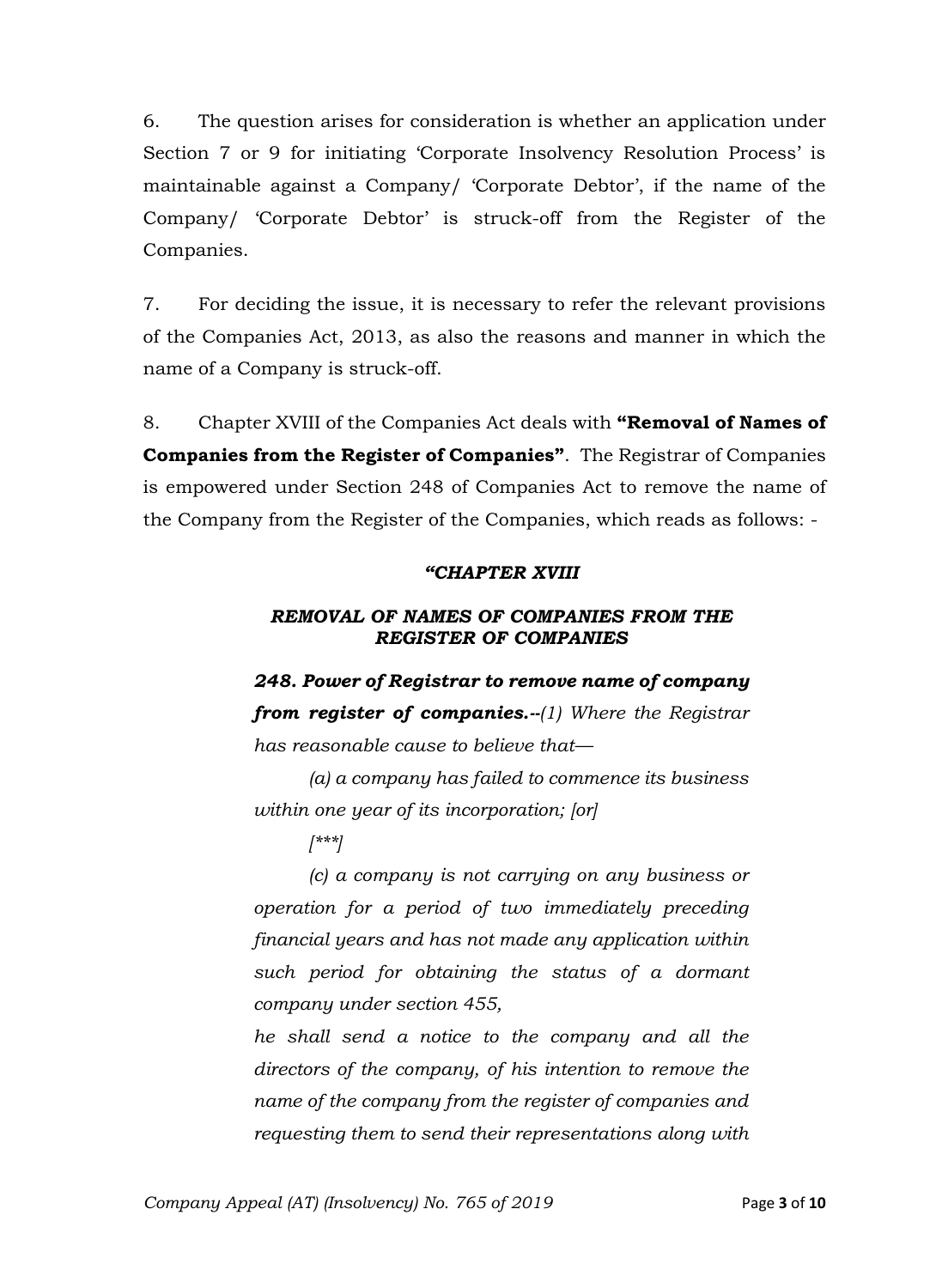6. The question arises for consideration is whether an application under Section 7 or 9 for initiating 'Corporate Insolvency Resolution Process' is maintainable against a Company/ 'Corporate Debtor', if the name of the Company/ 'Corporate Debtor' is struck-off from the Register of the Companies.

7. For deciding the issue, it is necessary to refer the relevant provisions of the Companies Act, 2013, as also the reasons and manner in which the name of a Company is struck-off.

8. Chapter XVIII of the Companies Act deals with **"Removal of Names of Companies from the Register of Companies"**. The Registrar of Companies is empowered under Section 248 of Companies Act to remove the name of the Company from the Register of the Companies, which reads as follows: -

> ***"CHAPTER XVIII***
>
> ***REMOVAL OF NAMES OF COMPANIES FROM THE REGISTER OF COMPANIES***
>
> ***248. Power of Registrar to remove name of company from register of companies.--****(1) Where the Registrar has reasonable cause to believe that—*
>
> *(a) a company has failed to commence its business within one year of its incorporation; [or]*
>
> *[\*\*\*]*
>
> *(c) a company is not carrying on any business or operation for a period of two immediately preceding financial years and has not made any application within such period for obtaining the status of a dormant company under section 455,*
>
> *he shall send a notice to the company and all the directors of the company, of his intention to remove the name of the company from the register of companies and requesting them to send their representations along with*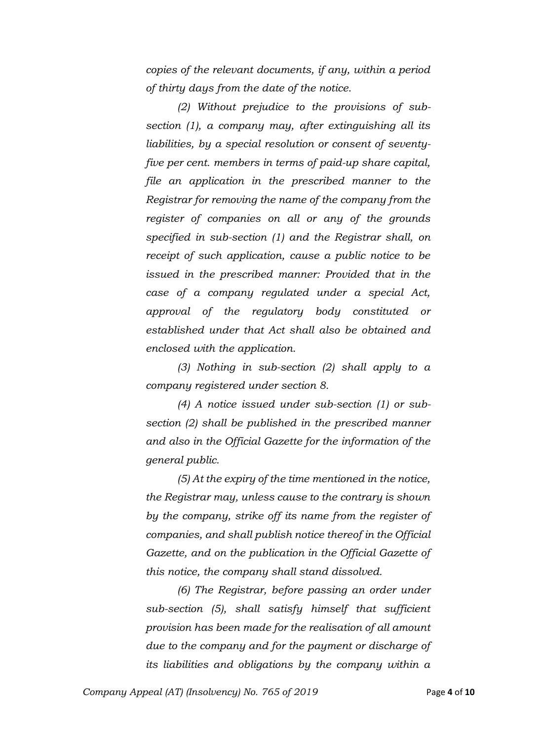*copies of the relevant documents, if any, within a period of thirty days from the date of the notice.*

*(2) Without prejudice to the provisions of sub-section (1), a company may, after extinguishing all its liabilities, by a special resolution or consent of seventy-five per cent. members in terms of paid-up share capital, file an application in the prescribed manner to the Registrar for removing the name of the company from the register of companies on all or any of the grounds specified in sub-section (1) and the Registrar shall, on receipt of such application, cause a public notice to be issued in the prescribed manner: Provided that in the case of a company regulated under a special Act, approval of the regulatory body constituted or established under that Act shall also be obtained and enclosed with the application.*

*(3) Nothing in sub-section (2) shall apply to a company registered under section 8.*

*(4) A notice issued under sub-section (1) or sub-section (2) shall be published in the prescribed manner and also in the Official Gazette for the information of the general public.*

*(5) At the expiry of the time mentioned in the notice, the Registrar may, unless cause to the contrary is shown by the company, strike off its name from the register of companies, and shall publish notice thereof in the Official Gazette, and on the publication in the Official Gazette of this notice, the company shall stand dissolved.*

*(6) The Registrar, before passing an order under sub-section (5), shall satisfy himself that sufficient provision has been made for the realisation of all amount due to the company and for the payment or discharge of its liabilities and obligations by the company within a*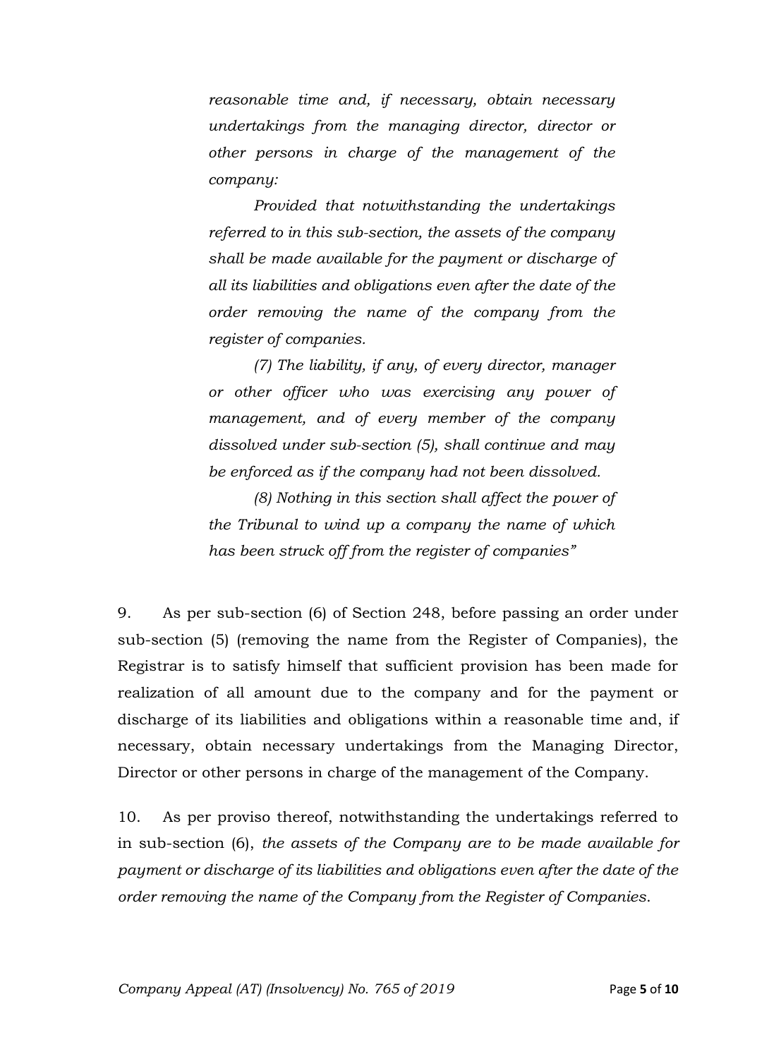*reasonable time and, if necessary, obtain necessary undertakings from the managing director, director or other persons in charge of the management of the company:*

> *Provided that notwithstanding the undertakings referred to in this sub-section, the assets of the company shall be made available for the payment or discharge of all its liabilities and obligations even after the date of the order removing the name of the company from the register of companies.*
>
> *(7) The liability, if any, of every director, manager or other officer who was exercising any power of management, and of every member of the company dissolved under sub-section (5), shall continue and may be enforced as if the company had not been dissolved.*
>
> *(8) Nothing in this section shall affect the power of the Tribunal to wind up a company the name of which has been struck off from the register of companies"*

9. As per sub-section (6) of Section 248, before passing an order under sub-section (5) (removing the name from the Register of Companies), the Registrar is to satisfy himself that sufficient provision has been made for realization of all amount due to the company and for the payment or discharge of its liabilities and obligations within a reasonable time and, if necessary, obtain necessary undertakings from the Managing Director, Director or other persons in charge of the management of the Company.

10. As per proviso thereof, notwithstanding the undertakings referred to in sub-section (6), *the assets of the Company are to be made available for payment or discharge of its liabilities and obligations even after the date of the order removing the name of the Company from the Register of Companies.*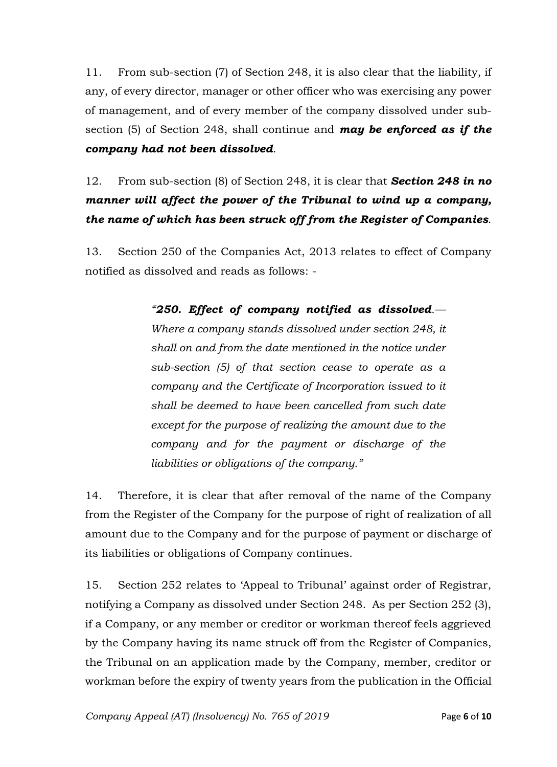11. From sub-section (7) of Section 248, it is also clear that the liability, if any, of every director, manager or other officer who was exercising any power of management, and of every member of the company dissolved under sub-section (5) of Section 248, shall continue and ***may be enforced as if the company had not been dissolved***.

12. From sub-section (8) of Section 248, it is clear that ***Section 248 in no manner will affect the power of the Tribunal to wind up a company, the name of which has been struck off from the Register of Companies***.

13. Section 250 of the Companies Act, 2013 relates to effect of Company notified as dissolved and reads as follows: -

> *"**250. Effect of company notified as dissolved**.— Where a company stands dissolved under section 248, it shall on and from the date mentioned in the notice under sub-section (5) of that section cease to operate as a company and the Certificate of Incorporation issued to it shall be deemed to have been cancelled from such date except for the purpose of realizing the amount due to the company and for the payment or discharge of the liabilities or obligations of the company."*

14. Therefore, it is clear that after removal of the name of the Company from the Register of the Company for the purpose of right of realization of all amount due to the Company and for the purpose of payment or discharge of its liabilities or obligations of Company continues.

15. Section 252 relates to 'Appeal to Tribunal' against order of Registrar, notifying a Company as dissolved under Section 248. As per Section 252 (3), if a Company, or any member or creditor or workman thereof feels aggrieved by the Company having its name struck off from the Register of Companies, the Tribunal on an application made by the Company, member, creditor or workman before the expiry of twenty years from the publication in the Official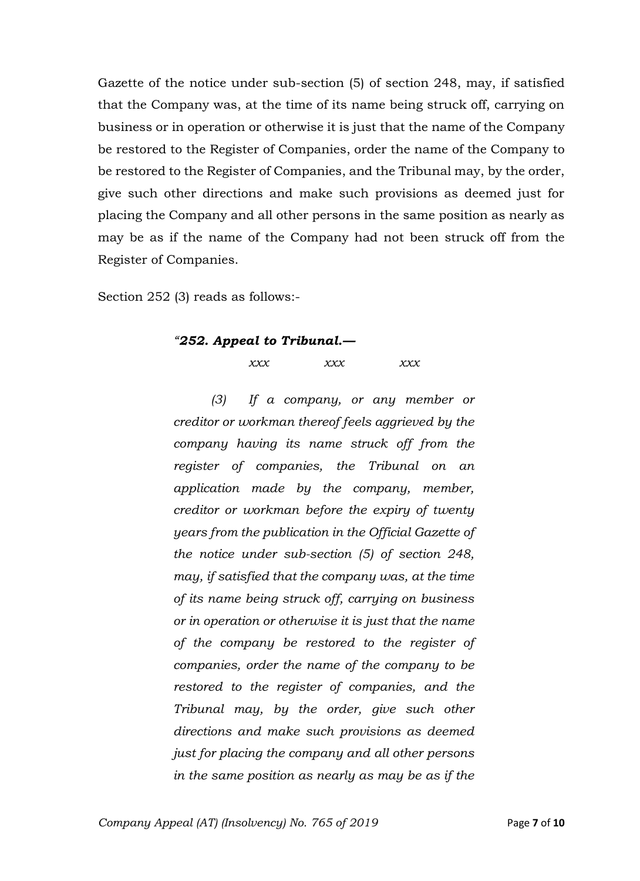Gazette of the notice under sub-section (5) of section 248, may, if satisfied that the Company was, at the time of its name being struck off, carrying on business or in operation or otherwise it is just that the name of the Company be restored to the Register of Companies, order the name of the Company to be restored to the Register of Companies, and the Tribunal may, by the order, give such other directions and make such provisions as deemed just for placing the Company and all other persons in the same position as nearly as may be as if the name of the Company had not been struck off from the Register of Companies.

Section 252 (3) reads as follows:-

> *"**252. Appeal to Tribunal.—***
>
> *xxx xxx xxx*
>
> *(3) If a company, or any member or creditor or workman thereof feels aggrieved by the company having its name struck off from the register of companies, the Tribunal on an application made by the company, member, creditor or workman before the expiry of twenty years from the publication in the Official Gazette of the notice under sub-section (5) of section 248, may, if satisfied that the company was, at the time of its name being struck off, carrying on business or in operation or otherwise it is just that the name of the company be restored to the register of companies, order the name of the company to be restored to the register of companies, and the Tribunal may, by the order, give such other directions and make such provisions as deemed just for placing the company and all other persons in the same position as nearly as may be as if the*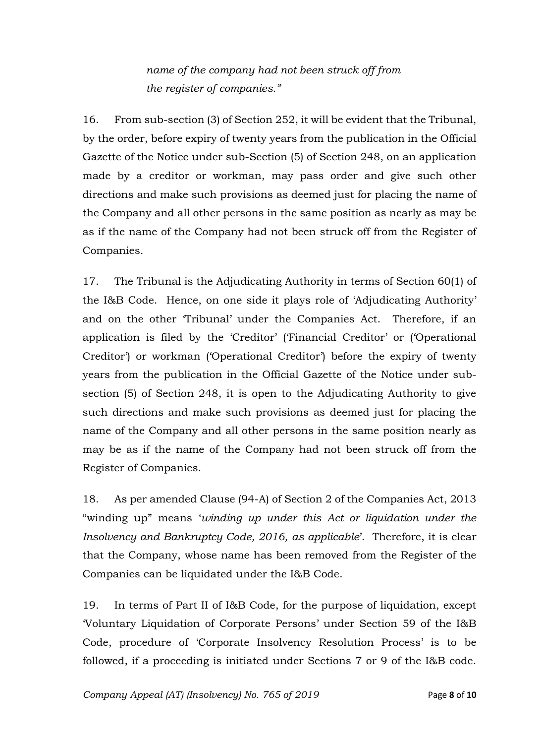*name of the company had not been struck off from the register of companies."*

16. From sub-section (3) of Section 252, it will be evident that the Tribunal, by the order, before expiry of twenty years from the publication in the Official Gazette of the Notice under sub-Section (5) of Section 248, on an application made by a creditor or workman, may pass order and give such other directions and make such provisions as deemed just for placing the name of the Company and all other persons in the same position as nearly as may be as if the name of the Company had not been struck off from the Register of Companies.

17. The Tribunal is the Adjudicating Authority in terms of Section 60(1) of the I&B Code. Hence, on one side it plays role of 'Adjudicating Authority' and on the other 'Tribunal' under the Companies Act. Therefore, if an application is filed by the 'Creditor' ('Financial Creditor' or ('Operational Creditor') or workman ('Operational Creditor') before the expiry of twenty years from the publication in the Official Gazette of the Notice under sub-section (5) of Section 248, it is open to the Adjudicating Authority to give such directions and make such provisions as deemed just for placing the name of the Company and all other persons in the same position nearly as may be as if the name of the Company had not been struck off from the Register of Companies.

18. As per amended Clause (94-A) of Section 2 of the Companies Act, 2013 "winding up" means '*winding up under this Act or liquidation under the Insolvency and Bankruptcy Code, 2016, as applicable*'. Therefore, it is clear that the Company, whose name has been removed from the Register of the Companies can be liquidated under the I&B Code.

19. In terms of Part II of I&B Code, for the purpose of liquidation, except 'Voluntary Liquidation of Corporate Persons' under Section 59 of the I&B Code, procedure of 'Corporate Insolvency Resolution Process' is to be followed, if a proceeding is initiated under Sections 7 or 9 of the I&B code.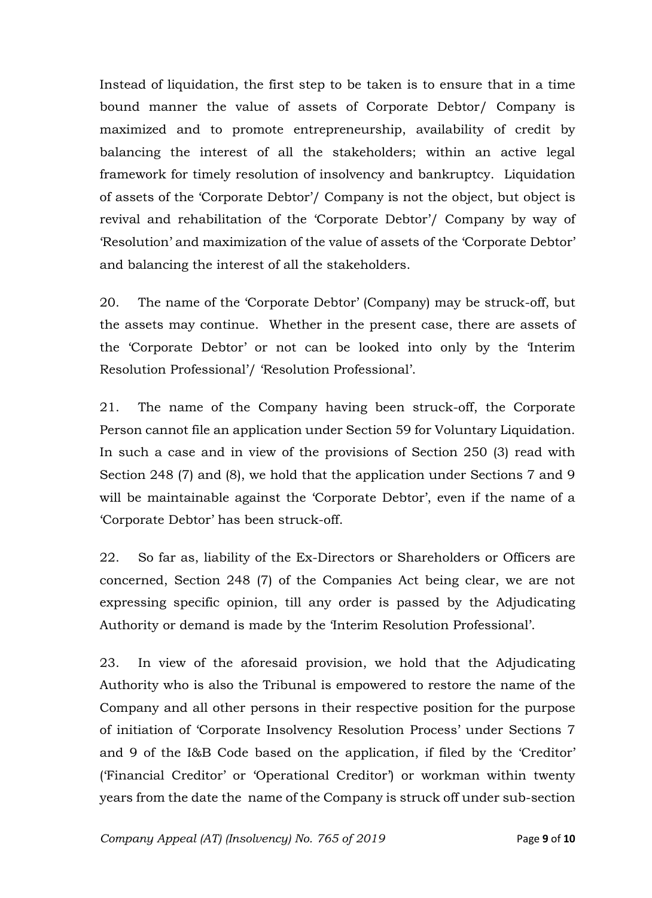Instead of liquidation, the first step to be taken is to ensure that in a time bound manner the value of assets of Corporate Debtor/ Company is maximized and to promote entrepreneurship, availability of credit by balancing the interest of all the stakeholders; within an active legal framework for timely resolution of insolvency and bankruptcy. Liquidation of assets of the 'Corporate Debtor'/ Company is not the object, but object is revival and rehabilitation of the 'Corporate Debtor'/ Company by way of 'Resolution' and maximization of the value of assets of the 'Corporate Debtor' and balancing the interest of all the stakeholders.

20. The name of the 'Corporate Debtor' (Company) may be struck-off, but the assets may continue. Whether in the present case, there are assets of the 'Corporate Debtor' or not can be looked into only by the 'Interim Resolution Professional'/ 'Resolution Professional'.

21. The name of the Company having been struck-off, the Corporate Person cannot file an application under Section 59 for Voluntary Liquidation. In such a case and in view of the provisions of Section 250 (3) read with Section 248 (7) and (8), we hold that the application under Sections 7 and 9 will be maintainable against the 'Corporate Debtor', even if the name of a 'Corporate Debtor' has been struck-off.

22. So far as, liability of the Ex-Directors or Shareholders or Officers are concerned, Section 248 (7) of the Companies Act being clear, we are not expressing specific opinion, till any order is passed by the Adjudicating Authority or demand is made by the 'Interim Resolution Professional'.

23. In view of the aforesaid provision, we hold that the Adjudicating Authority who is also the Tribunal is empowered to restore the name of the Company and all other persons in their respective position for the purpose of initiation of 'Corporate Insolvency Resolution Process' under Sections 7 and 9 of the I&B Code based on the application, if filed by the 'Creditor' ('Financial Creditor' or 'Operational Creditor') or workman within twenty years from the date the name of the Company is struck off under sub-section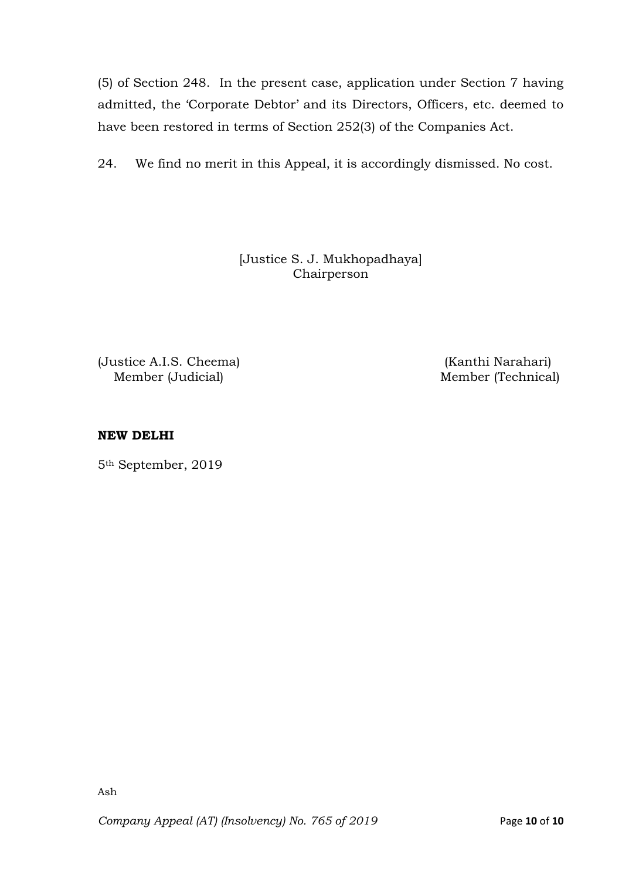(5) of Section 248. In the present case, application under Section 7 having admitted, the 'Corporate Debtor' and its Directors, Officers, etc. deemed to have been restored in terms of Section 252(3) of the Companies Act.

24. We find no merit in this Appeal, it is accordingly dismissed. No cost.

[Justice S. J. Mukhopadhaya]
Chairperson

(Justice A.I.S. Cheema)
Member (Judicial)

(Kanthi Narahari)
Member (Technical)

**NEW DELHI**

5th September, 2019

Ash